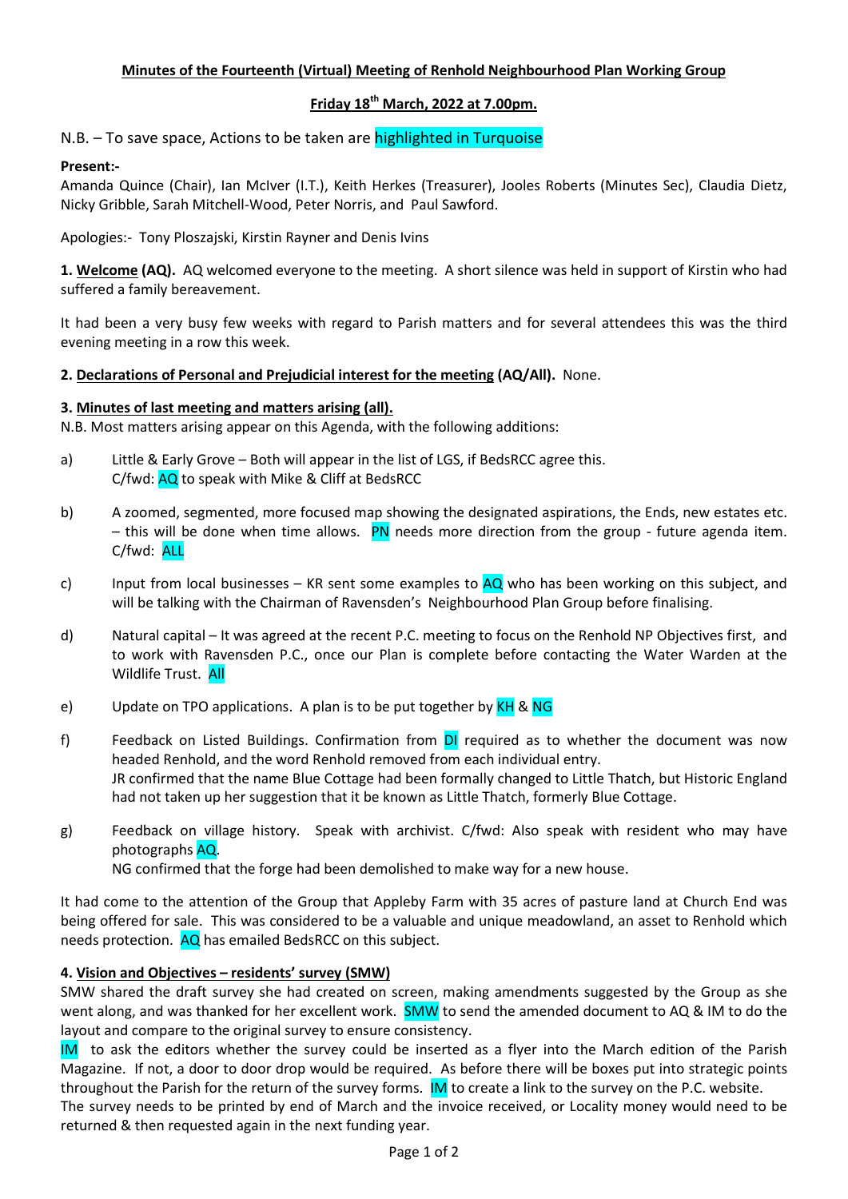**Minutes of the Fourteenth (Virtual) Meeting of Renhold Neighbourhood Plan Working Group**

**Friday 18th March, 2022 at 7.00pm.**

N.B. – To save space, Actions to be taken are highlighted in Turquoise

**Present:-**
Amanda Quince (Chair), Ian McIver (I.T.), Keith Herkes (Treasurer), Jooles Roberts (Minutes Sec), Claudia Dietz, Nicky Gribble, Sarah Mitchell-Wood, Peter Norris, and Paul Sawford.

Apologies:- Tony Ploszajski, Kirstin Rayner and Denis Ivins

**1. Welcome (AQ).** AQ welcomed everyone to the meeting. A short silence was held in support of Kirstin who had suffered a family bereavement.

It had been a very busy few weeks with regard to Parish matters and for several attendees this was the third evening meeting in a row this week.

**2. Declarations of Personal and Prejudicial interest for the meeting (AQ/All).** None.

**3. Minutes of last meeting and matters arising (all).**
N.B. Most matters arising appear on this Agenda, with the following additions:

a) Little & Early Grove – Both will appear in the list of LGS, if BedsRCC agree this.
C/fwd: AQ to speak with Mike & Cliff at BedsRCC

b) A zoomed, segmented, more focused map showing the designated aspirations, the Ends, new estates etc. – this will be done when time allows. PN needs more direction from the group - future agenda item. C/fwd: ALL

c) Input from local businesses – KR sent some examples to AQ who has been working on this subject, and will be talking with the Chairman of Ravensden's Neighbourhood Plan Group before finalising.

d) Natural capital – It was agreed at the recent P.C. meeting to focus on the Renhold NP Objectives first, and to work with Ravensden P.C., once our Plan is complete before contacting the Water Warden at the Wildlife Trust. All

e) Update on TPO applications. A plan is to be put together by KH & NG

f) Feedback on Listed Buildings. Confirmation from DI required as to whether the document was now headed Renhold, and the word Renhold removed from each individual entry.
JR confirmed that the name Blue Cottage had been formally changed to Little Thatch, but Historic England had not taken up her suggestion that it be known as Little Thatch, formerly Blue Cottage.

g) Feedback on village history. Speak with archivist. C/fwd: Also speak with resident who may have photographs AQ.
NG confirmed that the forge had been demolished to make way for a new house.

It had come to the attention of the Group that Appleby Farm with 35 acres of pasture land at Church End was being offered for sale. This was considered to be a valuable and unique meadowland, an asset to Renhold which needs protection. AQ has emailed BedsRCC on this subject.

**4. Vision and Objectives – residents' survey (SMW)**
SMW shared the draft survey she had created on screen, making amendments suggested by the Group as she went along, and was thanked for her excellent work. SMW to send the amended document to AQ & IM to do the layout and compare to the original survey to ensure consistency.
IM to ask the editors whether the survey could be inserted as a flyer into the March edition of the Parish Magazine. If not, a door to door drop would be required. As before there will be boxes put into strategic points throughout the Parish for the return of the survey forms. IM to create a link to the survey on the P.C. website.
The survey needs to be printed by end of March and the invoice received, or Locality money would need to be returned & then requested again in the next funding year.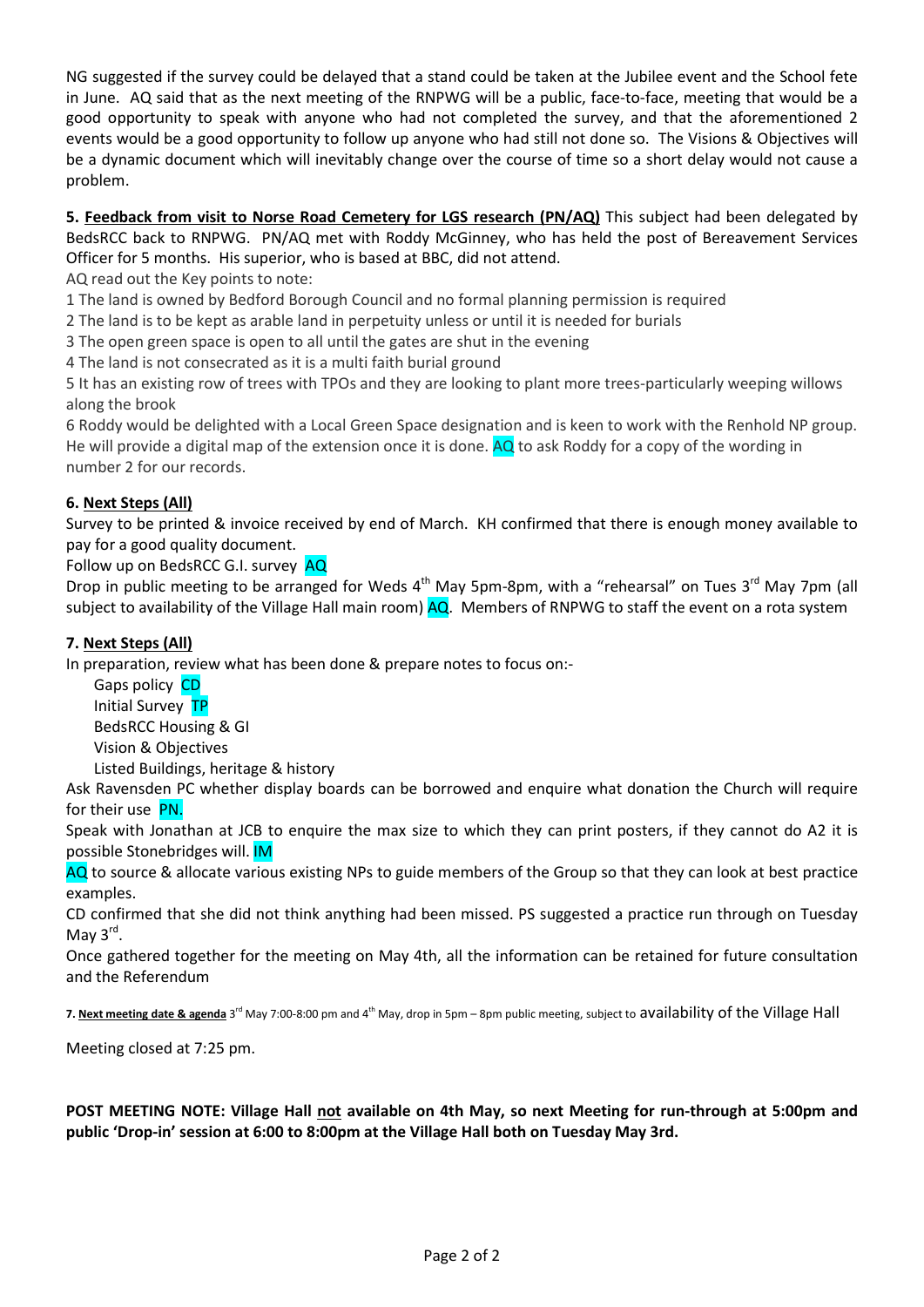NG suggested if the survey could be delayed that a stand could be taken at the Jubilee event and the School fete in June. AQ said that as the next meeting of the RNPWG will be a public, face-to-face, meeting that would be a good opportunity to speak with anyone who had not completed the survey, and that the aforementioned 2 events would be a good opportunity to follow up anyone who had still not done so. The Visions & Objectives will be a dynamic document which will inevitably change over the course of time so a short delay would not cause a problem.

**5. Feedback from visit to Norse Road Cemetery for LGS research (PN/AQ)** This subject had been delegated by BedsRCC back to RNPWG. PN/AQ met with Roddy McGinney, who has held the post of Bereavement Services Officer for 5 months. His superior, who is based at BBC, did not attend.

AQ read out the Key points to note:

1 The land is owned by Bedford Borough Council and no formal planning permission is required

2 The land is to be kept as arable land in perpetuity unless or until it is needed for burials

3 The open green space is open to all until the gates are shut in the evening

4 The land is not consecrated as it is a multi faith burial ground

5 It has an existing row of trees with TPOs and they are looking to plant more trees-particularly weeping willows along the brook

6 Roddy would be delighted with a Local Green Space designation and is keen to work with the Renhold NP group. He will provide a digital map of the extension once it is done. AQ to ask Roddy for a copy of the wording in number 2 for our records.

**6. Next Steps (All)**

Survey to be printed & invoice received by end of March. KH confirmed that there is enough money available to pay for a good quality document.

Follow up on BedsRCC G.I. survey AQ

Drop in public meeting to be arranged for Weds 4th May 5pm-8pm, with a "rehearsal" on Tues 3rd May 7pm (all subject to availability of the Village Hall main room) AQ. Members of RNPWG to staff the event on a rota system

**7. Next Steps (All)**

In preparation, review what has been done & prepare notes to focus on:-

- Gaps policy CD
- Initial Survey TP
- BedsRCC Housing & GI
- Vision & Objectives
- Listed Buildings, heritage & history

Ask Ravensden PC whether display boards can be borrowed and enquire what donation the Church will require for their use PN.

Speak with Jonathan at JCB to enquire the max size to which they can print posters, if they cannot do A2 it is possible Stonebridges will. IM

AQ to source & allocate various existing NPs to guide members of the Group so that they can look at best practice examples.

CD confirmed that she did not think anything had been missed. PS suggested a practice run through on Tuesday May 3rd.

Once gathered together for the meeting on May 4th, all the information can be retained for future consultation and the Referendum

**7. Next meeting date & agenda** 3rd May 7:00-8:00 pm and 4th May, drop in 5pm – 8pm public meeting, subject to availability of the Village Hall

Meeting closed at 7:25 pm.

**POST MEETING NOTE: Village Hall not available on 4th May, so next Meeting for run-through at 5:00pm and public 'Drop-in' session at 6:00 to 8:00pm at the Village Hall both on Tuesday May 3rd.**